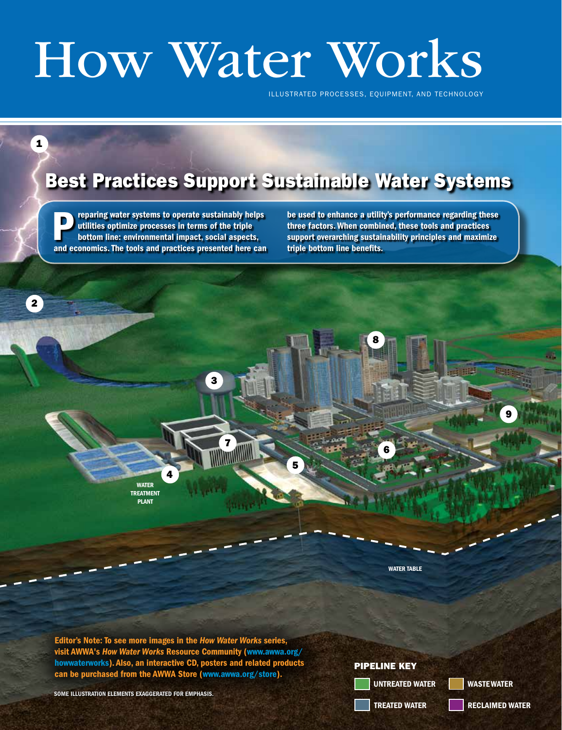# How Water Works

ILLUSTRATED PROCESSES, EQUIPMENT, AND TECHNOLOGY

## Best Practices Support Sustainable Water Systems

**Preparing water systems to operate sustainably helps utilities optimize processes in terms of the triple bottom line: environmental impact, social aspects, and economics. The tools and practices presented here can be used to enhance a utility's performance regarding these three factors. When combined, these tools and practices support overarching sustainability principles and maximize triple bottom line benefits.**

1

2

3

4

5

6

7

8

9

WATER TREATMENT PLANT

WATER TABLE

**Editor's Note: To see more images in the *How Water Works* series, visit AWWA's *How Water Works* Resource Community (www.awwa.org/howwaterworks). Also, an interactive CD, posters and related products can be purchased from the AWWA Store (www.awwa.org/store).**

SOME ILLUSTRATION ELEMENTS EXAGGERATED FOR EMPHASIS.

**PIPELINE KEY**

- UNTREATED WATER
- WASTEWATER
- TREATED WATER
- RECLAIMED WATER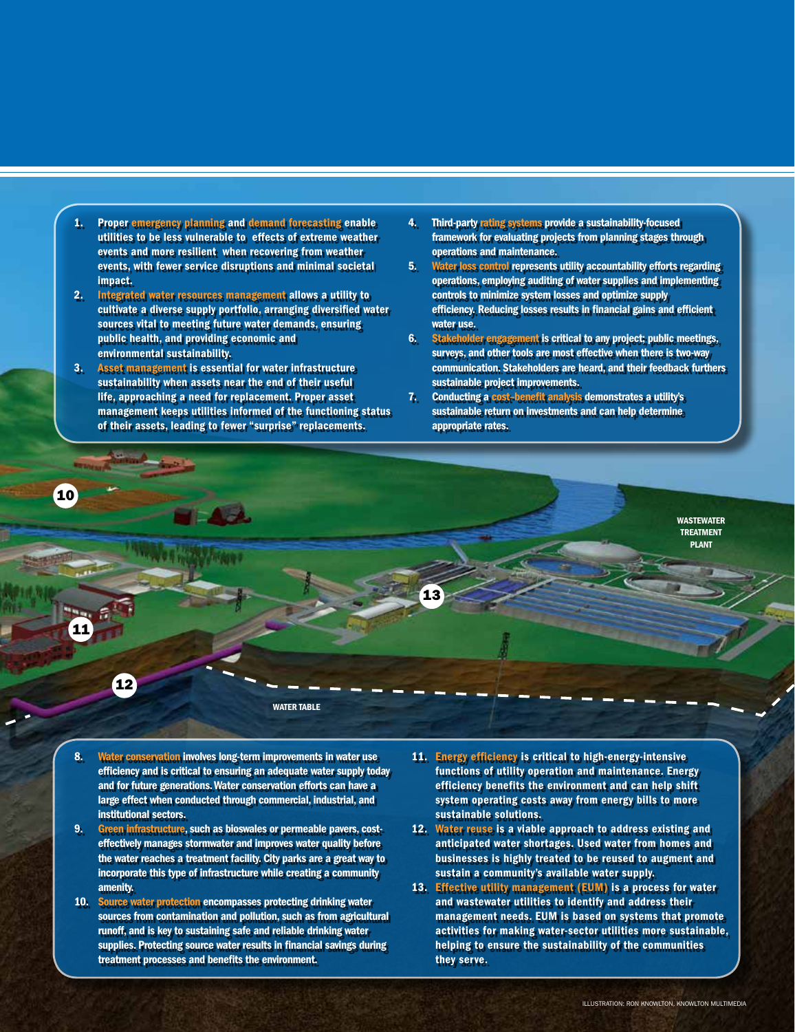1. Proper **emergency planning** and **demand forecasting** enable utilities to be less vulnerable to effects of extreme weather events and more resilient when recovering from weather events, with fewer service disruptions and minimal societal impact.
2. **Integrated water resources management** allows a utility to cultivate a diverse supply portfolio, arranging diversified water sources vital to meeting future water demands, ensuring public health, and providing economic and environmental sustainability.
3. **Asset management** is essential for water infrastructure sustainability when assets near the end of their useful life, approaching a need for replacement. Proper asset management keeps utilities informed of the functioning status of their assets, leading to fewer "surprise" replacements.
4. Third-party **rating systems** provide a sustainability-focused framework for evaluating projects from planning stages through operations and maintenance.
5. **Water loss control** represents utility accountability efforts regarding operations, employing auditing of water supplies and implementing controls to minimize system losses and optimize supply efficiency. Reducing losses results in financial gains and efficient water use.
6. **Stakeholder engagement** is critical to any project; public meetings, surveys, and other tools are most effective when there is two-way communication. Stakeholders are heard, and their feedback furthers sustainable project improvements.
7. Conducting a **cost-benefit analysis** demonstrates a utility's sustainable return on investments and can help determine appropriate rates.

10

WASTEWATER TREATMENT PLANT

13

11

12

WATER TABLE

8. **Water conservation** involves long-term improvements in water use efficiency and is critical to ensuring an adequate water supply today and for future generations. Water conservation efforts can have a large effect when conducted through commercial, industrial, and institutional sectors.
9. **Green infrastructure**, such as bioswales or permeable pavers, cost-effectively manages stormwater and improves water quality before the water reaches a treatment facility. City parks are a great way to incorporate this type of infrastructure while creating a community amenity.
10. **Source water protection** encompasses protecting drinking water sources from contamination and pollution, such as from agricultural runoff, and is key to sustaining safe and reliable drinking water supplies. Protecting source water results in financial savings during treatment processes and benefits the environment.
11. **Energy efficiency** is critical to high-energy-intensive functions of utility operation and maintenance. Energy efficiency benefits the environment and can help shift system operating costs away from energy bills to more sustainable solutions.
12. **Water reuse** is a viable approach to address existing and anticipated water shortages. Used water from homes and businesses is highly treated to be reused to augment and sustain a community's available water supply.
13. **Effective utility management (EUM)** is a process for water and wastewater utilities to identify and address their management needs. EUM is based on systems that promote activities for making water-sector utilities more sustainable, helping to ensure the sustainability of the communities they serve.

ILLUSTRATION: RON KNOWLTON, KNOWLTON MULTIMEDIA